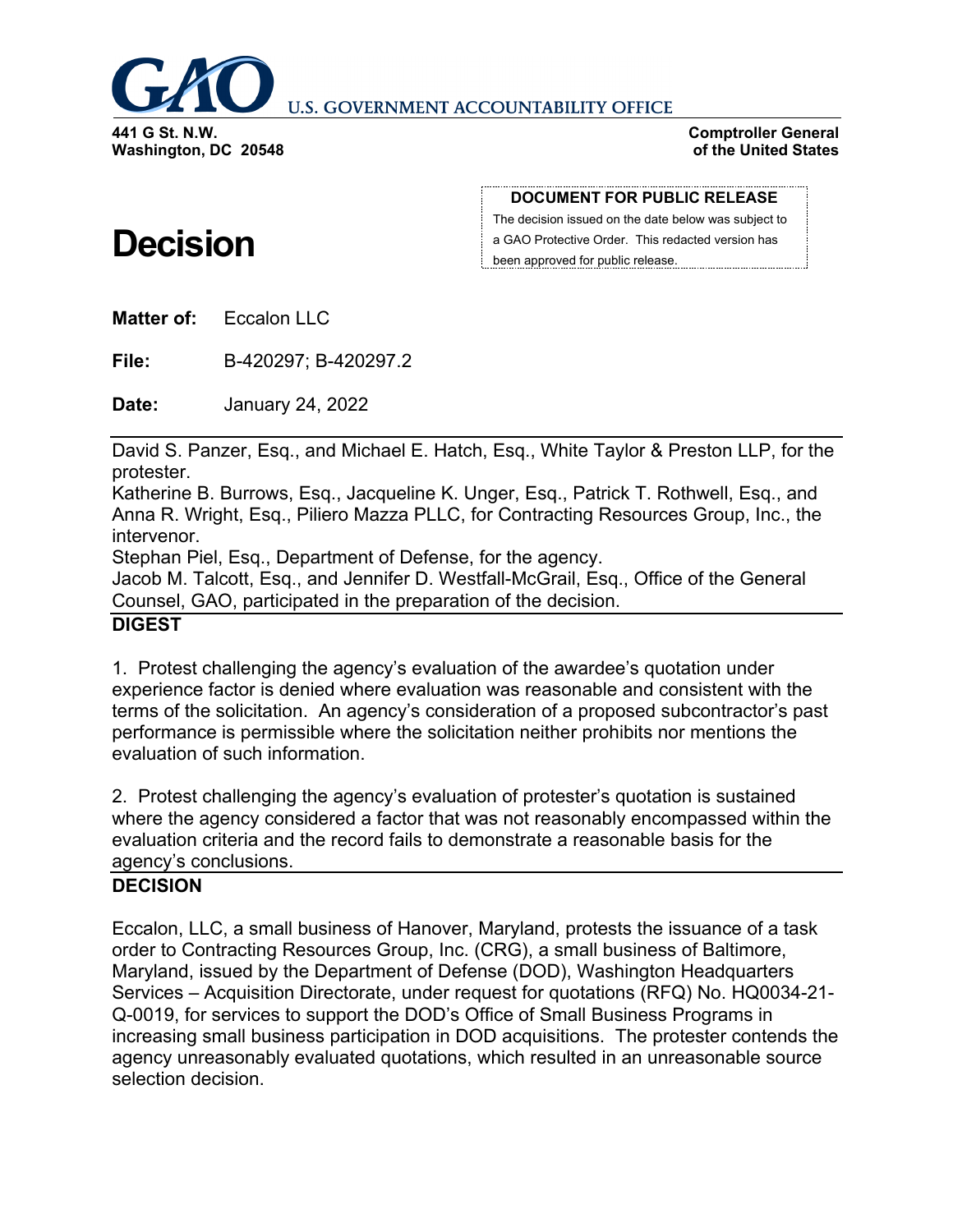**U.S. GOVERNMENT ACCOUNTABILITY OFFICE**

**441 G St. N.W.**
**Washington, DC 20548**

**Comptroller General**
**of the United States**

**DOCUMENT FOR PUBLIC RELEASE**

The decision issued on the date below was subject to a GAO Protective Order. This redacted version has been approved for public release.

# Decision

**Matter of:** Eccalon LLC

**File:** B-420297; B-420297.2

**Date:** January 24, 2022

David S. Panzer, Esq., and Michael E. Hatch, Esq., White Taylor & Preston LLP, for the protester.
Katherine B. Burrows, Esq., Jacqueline K. Unger, Esq., Patrick T. Rothwell, Esq., and Anna R. Wright, Esq., Piliero Mazza PLLC, for Contracting Resources Group, Inc., the intervenor.
Stephan Piel, Esq., Department of Defense, for the agency.
Jacob M. Talcott, Esq., and Jennifer D. Westfall-McGrail, Esq., Office of the General Counsel, GAO, participated in the preparation of the decision.

## DIGEST

1. Protest challenging the agency's evaluation of the awardee's quotation under experience factor is denied where evaluation was reasonable and consistent with the terms of the solicitation. An agency's consideration of a proposed subcontractor's past performance is permissible where the solicitation neither prohibits nor mentions the evaluation of such information.

2. Protest challenging the agency's evaluation of protester's quotation is sustained where the agency considered a factor that was not reasonably encompassed within the evaluation criteria and the record fails to demonstrate a reasonable basis for the agency's conclusions.

## DECISION

Eccalon, LLC, a small business of Hanover, Maryland, protests the issuance of a task order to Contracting Resources Group, Inc. (CRG), a small business of Baltimore, Maryland, issued by the Department of Defense (DOD), Washington Headquarters Services – Acquisition Directorate, under request for quotations (RFQ) No. HQ0034-21-Q-0019, for services to support the DOD's Office of Small Business Programs in increasing small business participation in DOD acquisitions. The protester contends the agency unreasonably evaluated quotations, which resulted in an unreasonable source selection decision.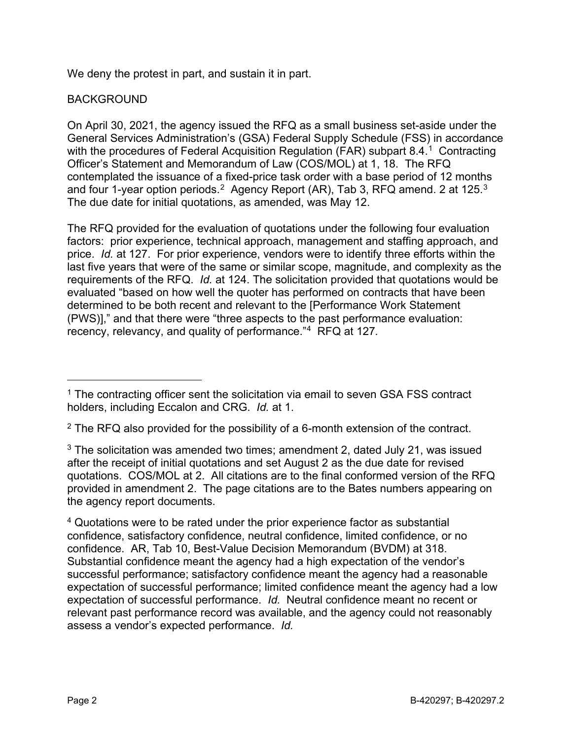We deny the protest in part, and sustain it in part.

## BACKGROUND

On April 30, 2021, the agency issued the RFQ as a small business set-aside under the General Services Administration's (GSA) Federal Supply Schedule (FSS) in accordance with the procedures of Federal Acquisition Regulation (FAR) subpart 8.4.[1] Contracting Officer's Statement and Memorandum of Law (COS/MOL) at 1, 18. The RFQ contemplated the issuance of a fixed-price task order with a base period of 12 months and four 1-year option periods.[2] Agency Report (AR), Tab 3, RFQ amend. 2 at 125.[3] The due date for initial quotations, as amended, was May 12.

The RFQ provided for the evaluation of quotations under the following four evaluation factors: prior experience, technical approach, management and staffing approach, and price. *Id.* at 127. For prior experience, vendors were to identify three efforts within the last five years that were of the same or similar scope, magnitude, and complexity as the requirements of the RFQ. *Id.* at 124. The solicitation provided that quotations would be evaluated "based on how well the quoter has performed on contracts that have been determined to be both recent and relevant to the [Performance Work Statement (PWS)]," and that there were "three aspects to the past performance evaluation: recency, relevancy, and quality of performance."[4] RFQ at 127.

---

[1] The contracting officer sent the solicitation via email to seven GSA FSS contract holders, including Eccalon and CRG. *Id.* at 1.

[2] The RFQ also provided for the possibility of a 6-month extension of the contract.

[3] The solicitation was amended two times; amendment 2, dated July 21, was issued after the receipt of initial quotations and set August 2 as the due date for revised quotations. COS/MOL at 2. All citations are to the final conformed version of the RFQ provided in amendment 2. The page citations are to the Bates numbers appearing on the agency report documents.

[4] Quotations were to be rated under the prior experience factor as substantial confidence, satisfactory confidence, neutral confidence, limited confidence, or no confidence. AR, Tab 10, Best-Value Decision Memorandum (BVDM) at 318. Substantial confidence meant the agency had a high expectation of the vendor's successful performance; satisfactory confidence meant the agency had a reasonable expectation of successful performance; limited confidence meant the agency had a low expectation of successful performance. *Id.* Neutral confidence meant no recent or relevant past performance record was available, and the agency could not reasonably assess a vendor's expected performance. *Id.*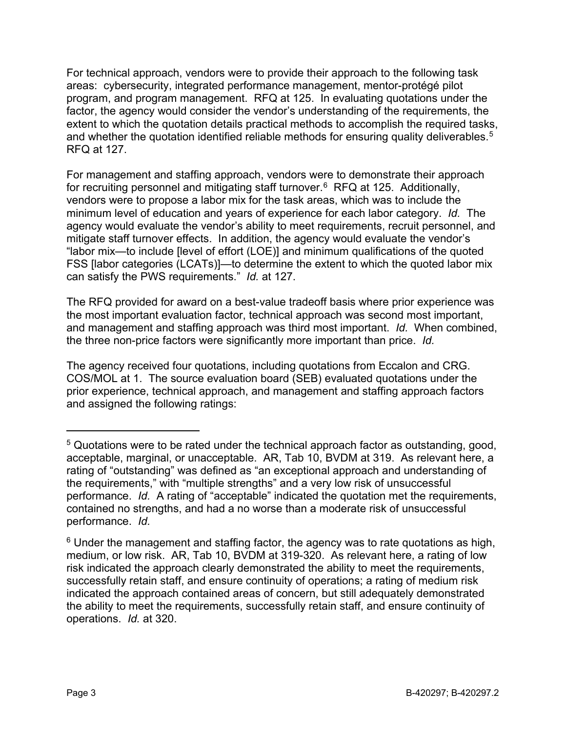For technical approach, vendors were to provide their approach to the following task areas: cybersecurity, integrated performance management, mentor-protégé pilot program, and program management. RFQ at 125. In evaluating quotations under the factor, the agency would consider the vendor's understanding of the requirements, the extent to which the quotation details practical methods to accomplish the required tasks, and whether the quotation identified reliable methods for ensuring quality deliverables.[5] RFQ at 127.

For management and staffing approach, vendors were to demonstrate their approach for recruiting personnel and mitigating staff turnover.[6] RFQ at 125. Additionally, vendors were to propose a labor mix for the task areas, which was to include the minimum level of education and years of experience for each labor category. *Id.* The agency would evaluate the vendor's ability to meet requirements, recruit personnel, and mitigate staff turnover effects. In addition, the agency would evaluate the vendor's "labor mix—to include [level of effort (LOE)] and minimum qualifications of the quoted FSS [labor categories (LCATs)]—to determine the extent to which the quoted labor mix can satisfy the PWS requirements." *Id.* at 127.

The RFQ provided for award on a best-value tradeoff basis where prior experience was the most important evaluation factor, technical approach was second most important, and management and staffing approach was third most important. *Id.* When combined, the three non-price factors were significantly more important than price. *Id.*

The agency received four quotations, including quotations from Eccalon and CRG. COS/MOL at 1. The source evaluation board (SEB) evaluated quotations under the prior experience, technical approach, and management and staffing approach factors and assigned the following ratings:

---

[5] Quotations were to be rated under the technical approach factor as outstanding, good, acceptable, marginal, or unacceptable. AR, Tab 10, BVDM at 319. As relevant here, a rating of "outstanding" was defined as "an exceptional approach and understanding of the requirements," with "multiple strengths" and a very low risk of unsuccessful performance. *Id.* A rating of "acceptable" indicated the quotation met the requirements, contained no strengths, and had a no worse than a moderate risk of unsuccessful performance. *Id.*

[6] Under the management and staffing factor, the agency was to rate quotations as high, medium, or low risk. AR, Tab 10, BVDM at 319-320. As relevant here, a rating of low risk indicated the approach clearly demonstrated the ability to meet the requirements, successfully retain staff, and ensure continuity of operations; a rating of medium risk indicated the approach contained areas of concern, but still adequately demonstrated the ability to meet the requirements, successfully retain staff, and ensure continuity of operations. *Id.* at 320.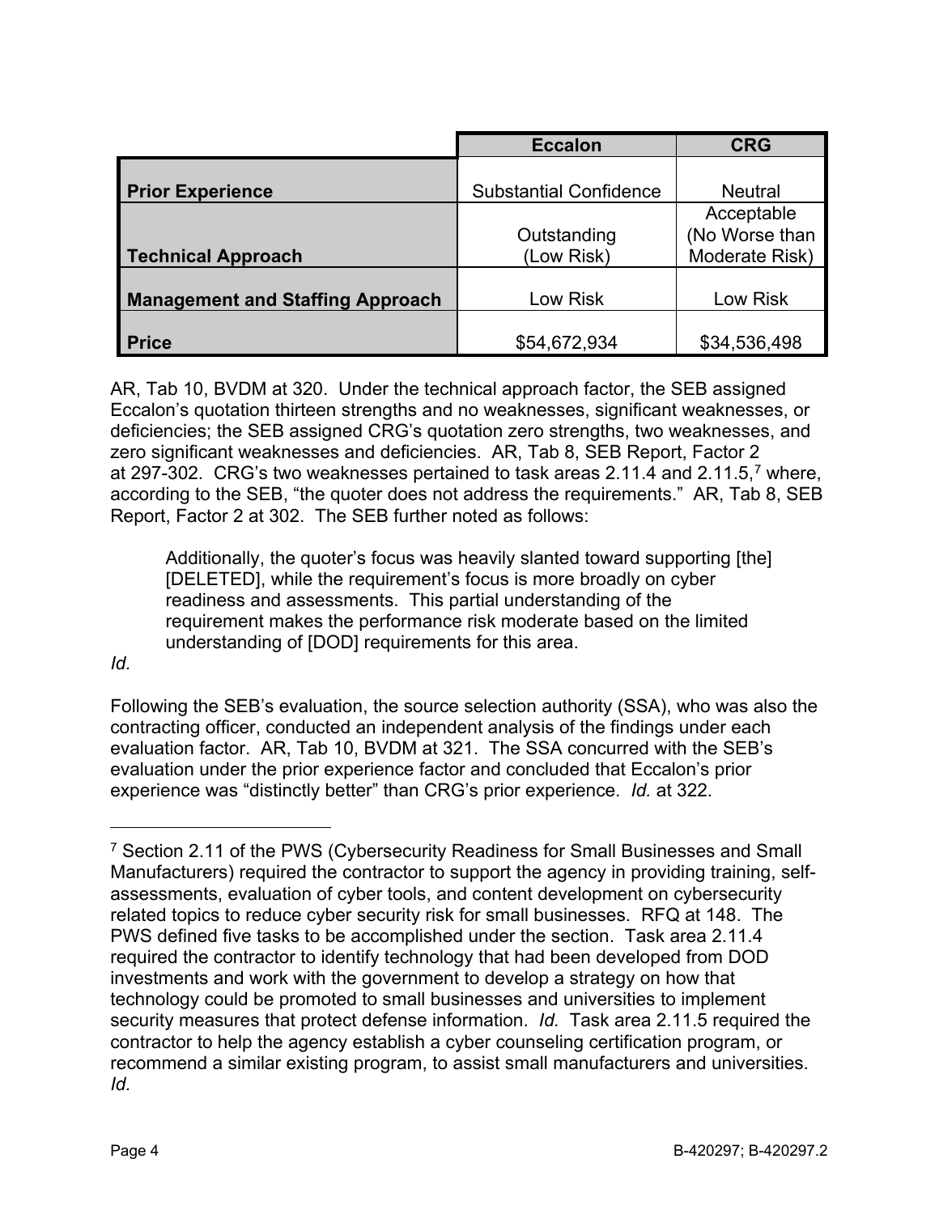| | Eccalon | CRG |
|---|---|---|
| **Prior Experience** | Substantial Confidence | Neutral |
| **Technical Approach** | Outstanding (Low Risk) | Acceptable (No Worse than Moderate Risk) |
| **Management and Staffing Approach** | Low Risk | Low Risk |
| **Price** | $54,672,934 | $34,536,498 |

AR, Tab 10, BVDM at 320. Under the technical approach factor, the SEB assigned Eccalon's quotation thirteen strengths and no weaknesses, significant weaknesses, or deficiencies; the SEB assigned CRG's quotation zero strengths, two weaknesses, and zero significant weaknesses and deficiencies. AR, Tab 8, SEB Report, Factor 2 at 297-302. CRG's two weaknesses pertained to task areas 2.11.4 and 2.11.5,[7] where, according to the SEB, "the quoter does not address the requirements." AR, Tab 8, SEB Report, Factor 2 at 302. The SEB further noted as follows:

> Additionally, the quoter's focus was heavily slanted toward supporting [the] [DELETED], while the requirement's focus is more broadly on cyber readiness and assessments. This partial understanding of the requirement makes the performance risk moderate based on the limited understanding of [DOD] requirements for this area.

*Id.*

Following the SEB's evaluation, the source selection authority (SSA), who was also the contracting officer, conducted an independent analysis of the findings under each evaluation factor. AR, Tab 10, BVDM at 321. The SSA concurred with the SEB's evaluation under the prior experience factor and concluded that Eccalon's prior experience was "distinctly better" than CRG's prior experience. *Id.* at 322.

---

[7] Section 2.11 of the PWS (Cybersecurity Readiness for Small Businesses and Small Manufacturers) required the contractor to support the agency in providing training, self-assessments, evaluation of cyber tools, and content development on cybersecurity related topics to reduce cyber security risk for small businesses. RFQ at 148. The PWS defined five tasks to be accomplished under the section. Task area 2.11.4 required the contractor to identify technology that had been developed from DOD investments and work with the government to develop a strategy on how that technology could be promoted to small businesses and universities to implement security measures that protect defense information. *Id.* Task area 2.11.5 required the contractor to help the agency establish a cyber counseling certification program, or recommend a similar existing program, to assist small manufacturers and universities. *Id.*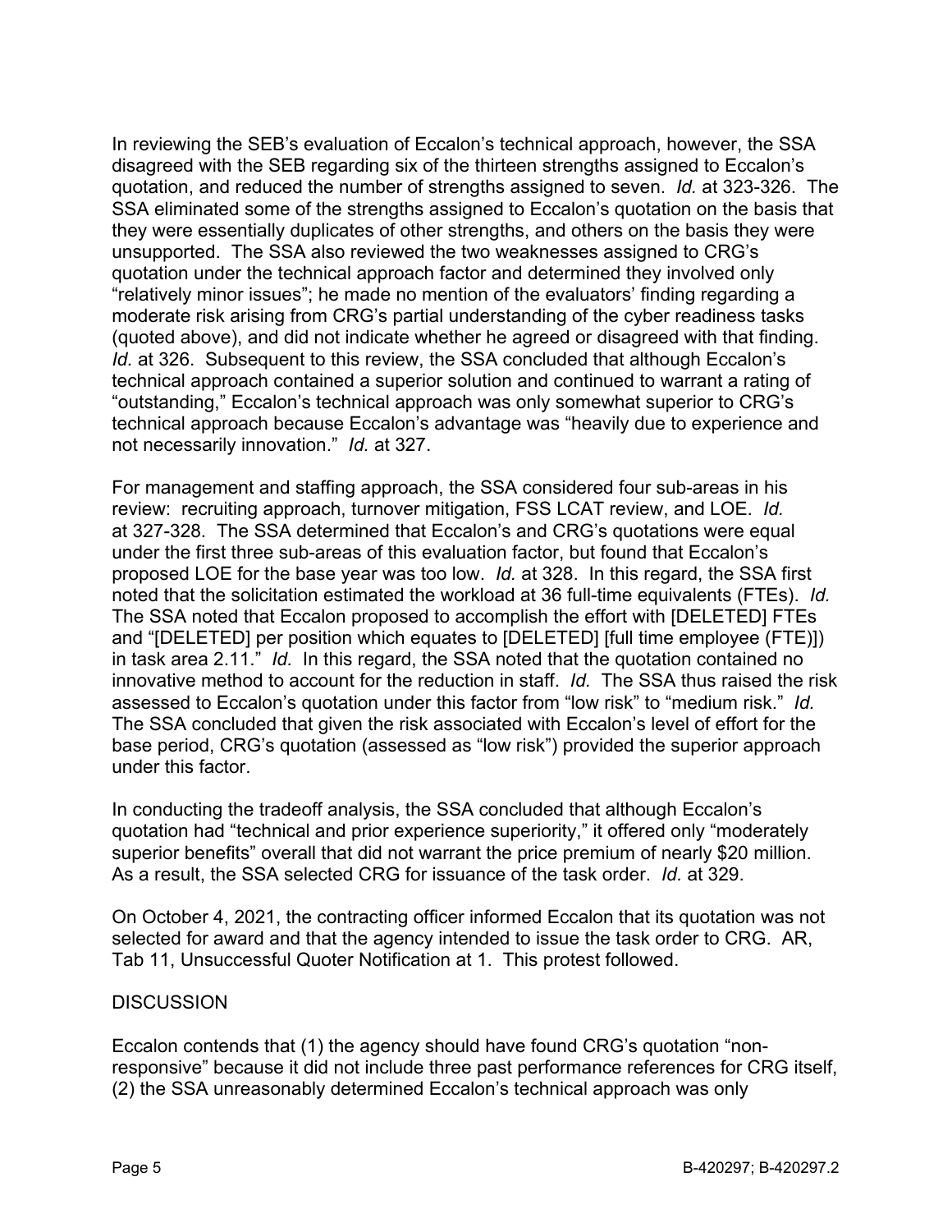In reviewing the SEB's evaluation of Eccalon's technical approach, however, the SSA disagreed with the SEB regarding six of the thirteen strengths assigned to Eccalon's quotation, and reduced the number of strengths assigned to seven. *Id.* at 323-326. The SSA eliminated some of the strengths assigned to Eccalon's quotation on the basis that they were essentially duplicates of other strengths, and others on the basis they were unsupported. The SSA also reviewed the two weaknesses assigned to CRG's quotation under the technical approach factor and determined they involved only "relatively minor issues"; he made no mention of the evaluators' finding regarding a moderate risk arising from CRG's partial understanding of the cyber readiness tasks (quoted above), and did not indicate whether he agreed or disagreed with that finding. *Id.* at 326. Subsequent to this review, the SSA concluded that although Eccalon's technical approach contained a superior solution and continued to warrant a rating of "outstanding," Eccalon's technical approach was only somewhat superior to CRG's technical approach because Eccalon's advantage was "heavily due to experience and not necessarily innovation." *Id.* at 327.

For management and staffing approach, the SSA considered four sub-areas in his review: recruiting approach, turnover mitigation, FSS LCAT review, and LOE. *Id.* at 327-328. The SSA determined that Eccalon's and CRG's quotations were equal under the first three sub-areas of this evaluation factor, but found that Eccalon's proposed LOE for the base year was too low. *Id.* at 328. In this regard, the SSA first noted that the solicitation estimated the workload at 36 full-time equivalents (FTEs). *Id.* The SSA noted that Eccalon proposed to accomplish the effort with [DELETED] FTEs and "[DELETED] per position which equates to [DELETED] [full time employee (FTE)]) in task area 2.11." *Id.* In this regard, the SSA noted that the quotation contained no innovative method to account for the reduction in staff. *Id.* The SSA thus raised the risk assessed to Eccalon's quotation under this factor from "low risk" to "medium risk." *Id.* The SSA concluded that given the risk associated with Eccalon's level of effort for the base period, CRG's quotation (assessed as "low risk") provided the superior approach under this factor.

In conducting the tradeoff analysis, the SSA concluded that although Eccalon's quotation had "technical and prior experience superiority," it offered only "moderately superior benefits" overall that did not warrant the price premium of nearly $20 million. As a result, the SSA selected CRG for issuance of the task order. *Id.* at 329.

On October 4, 2021, the contracting officer informed Eccalon that its quotation was not selected for award and that the agency intended to issue the task order to CRG. AR, Tab 11, Unsuccessful Quoter Notification at 1. This protest followed.

## DISCUSSION

Eccalon contends that (1) the agency should have found CRG's quotation "non-responsive" because it did not include three past performance references for CRG itself, (2) the SSA unreasonably determined Eccalon's technical approach was only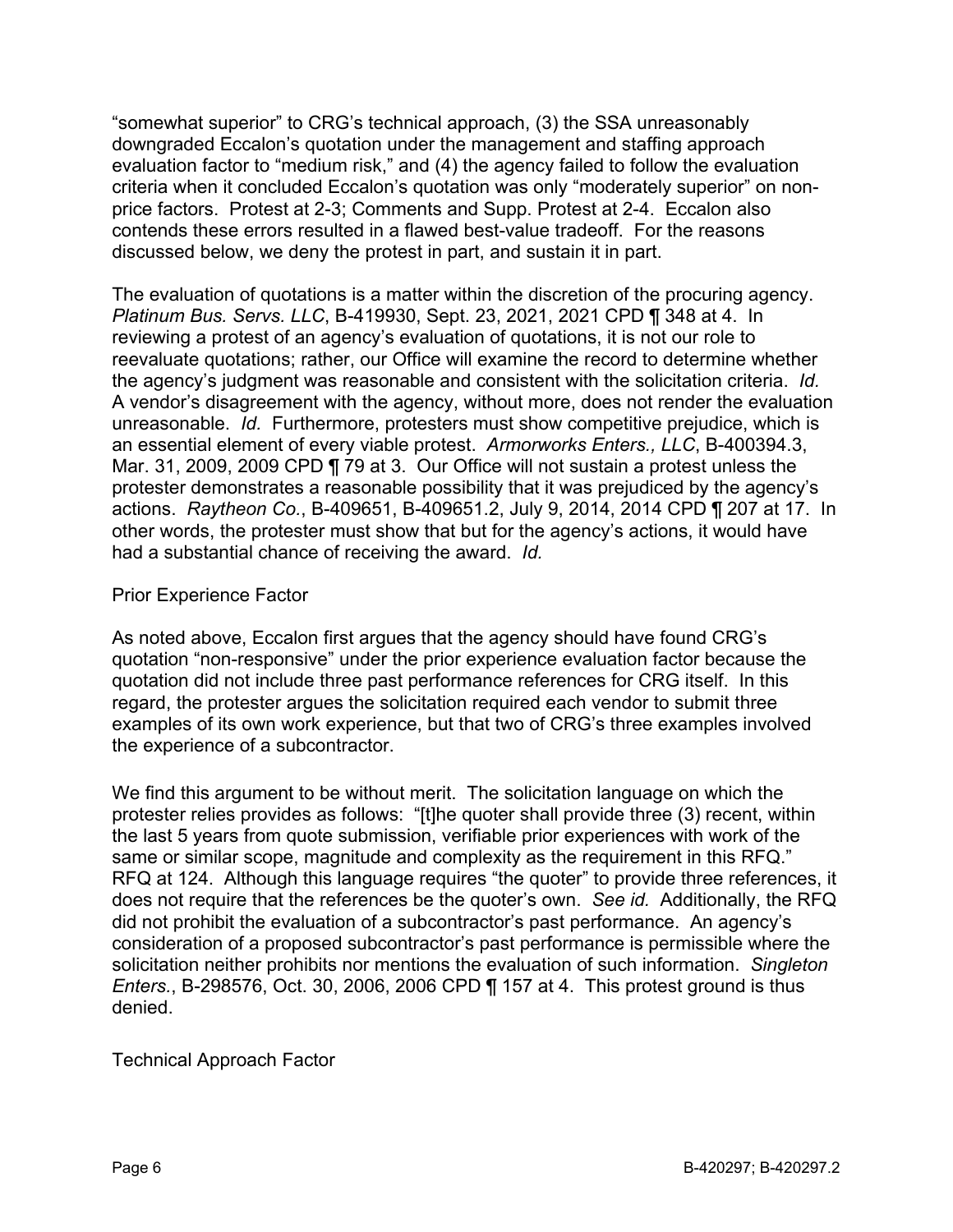"somewhat superior" to CRG's technical approach, (3) the SSA unreasonably downgraded Eccalon's quotation under the management and staffing approach evaluation factor to "medium risk," and (4) the agency failed to follow the evaluation criteria when it concluded Eccalon's quotation was only "moderately superior" on non-price factors. Protest at 2-3; Comments and Supp. Protest at 2-4. Eccalon also contends these errors resulted in a flawed best-value tradeoff. For the reasons discussed below, we deny the protest in part, and sustain it in part.

The evaluation of quotations is a matter within the discretion of the procuring agency. *Platinum Bus. Servs. LLC*, B-419930, Sept. 23, 2021, 2021 CPD ¶ 348 at 4. In reviewing a protest of an agency's evaluation of quotations, it is not our role to reevaluate quotations; rather, our Office will examine the record to determine whether the agency's judgment was reasonable and consistent with the solicitation criteria. *Id.* A vendor's disagreement with the agency, without more, does not render the evaluation unreasonable. *Id.* Furthermore, protesters must show competitive prejudice, which is an essential element of every viable protest. *Armorworks Enters., LLC*, B-400394.3, Mar. 31, 2009, 2009 CPD ¶ 79 at 3. Our Office will not sustain a protest unless the protester demonstrates a reasonable possibility that it was prejudiced by the agency's actions. *Raytheon Co.*, B-409651, B-409651.2, July 9, 2014, 2014 CPD ¶ 207 at 17. In other words, the protester must show that but for the agency's actions, it would have had a substantial chance of receiving the award. *Id.*

Prior Experience Factor

As noted above, Eccalon first argues that the agency should have found CRG's quotation "non-responsive" under the prior experience evaluation factor because the quotation did not include three past performance references for CRG itself. In this regard, the protester argues the solicitation required each vendor to submit three examples of its own work experience, but that two of CRG's three examples involved the experience of a subcontractor.

We find this argument to be without merit. The solicitation language on which the protester relies provides as follows: "[t]he quoter shall provide three (3) recent, within the last 5 years from quote submission, verifiable prior experiences with work of the same or similar scope, magnitude and complexity as the requirement in this RFQ." RFQ at 124. Although this language requires "the quoter" to provide three references, it does not require that the references be the quoter's own. *See id.* Additionally, the RFQ did not prohibit the evaluation of a subcontractor's past performance. An agency's consideration of a proposed subcontractor's past performance is permissible where the solicitation neither prohibits nor mentions the evaluation of such information. *Singleton Enters.*, B-298576, Oct. 30, 2006, 2006 CPD ¶ 157 at 4. This protest ground is thus denied.

Technical Approach Factor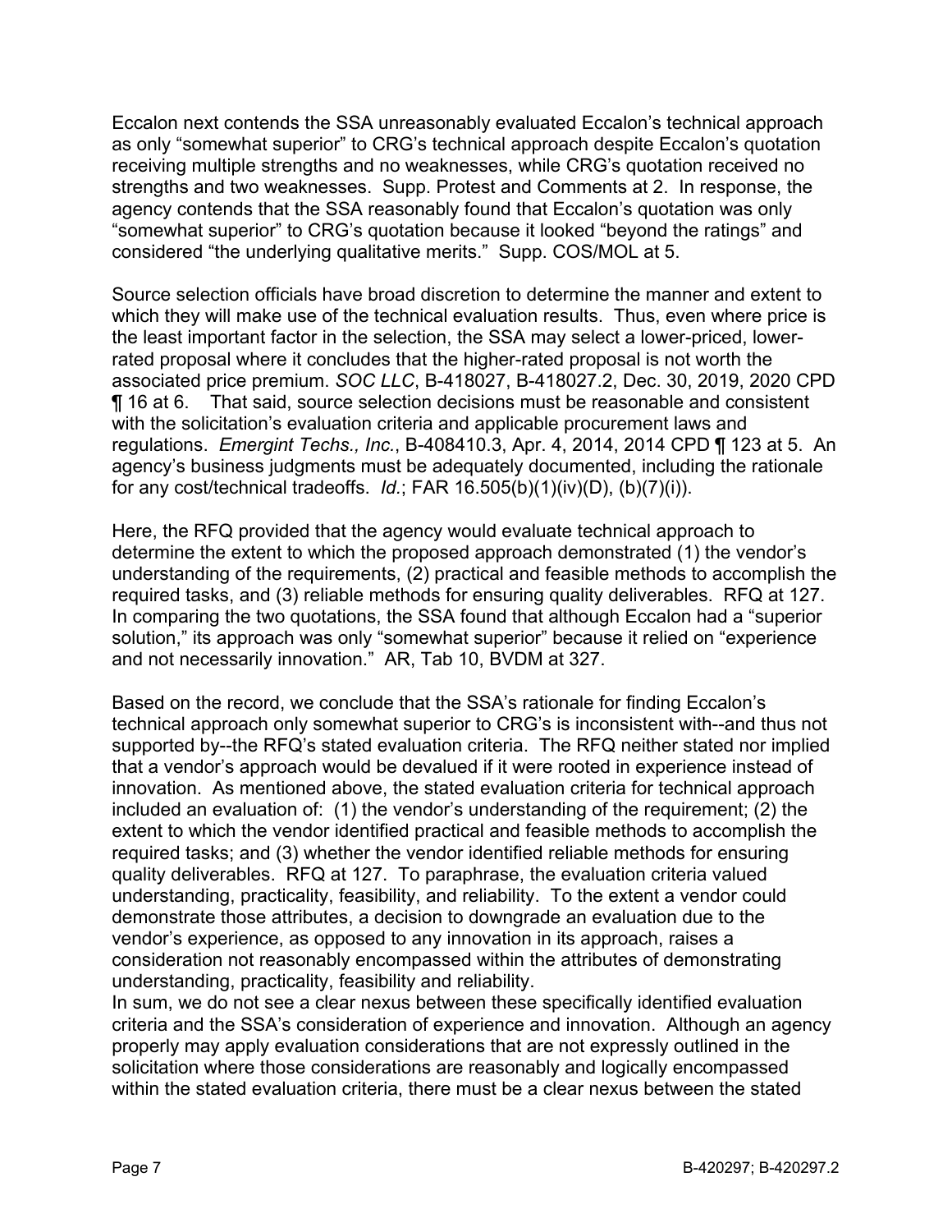Eccalon next contends the SSA unreasonably evaluated Eccalon's technical approach as only "somewhat superior" to CRG's technical approach despite Eccalon's quotation receiving multiple strengths and no weaknesses, while CRG's quotation received no strengths and two weaknesses. Supp. Protest and Comments at 2. In response, the agency contends that the SSA reasonably found that Eccalon's quotation was only "somewhat superior" to CRG's quotation because it looked "beyond the ratings" and considered "the underlying qualitative merits." Supp. COS/MOL at 5.

Source selection officials have broad discretion to determine the manner and extent to which they will make use of the technical evaluation results. Thus, even where price is the least important factor in the selection, the SSA may select a lower-priced, lower-rated proposal where it concludes that the higher-rated proposal is not worth the associated price premium. *SOC LLC*, B-418027, B-418027.2, Dec. 30, 2019, 2020 CPD ¶ 16 at 6. That said, source selection decisions must be reasonable and consistent with the solicitation's evaluation criteria and applicable procurement laws and regulations. *Emergint Techs., Inc.*, B-408410.3, Apr. 4, 2014, 2014 CPD ¶ 123 at 5. An agency's business judgments must be adequately documented, including the rationale for any cost/technical tradeoffs. *Id.*; FAR 16.505(b)(1)(iv)(D), (b)(7)(i)).

Here, the RFQ provided that the agency would evaluate technical approach to determine the extent to which the proposed approach demonstrated (1) the vendor's understanding of the requirements, (2) practical and feasible methods to accomplish the required tasks, and (3) reliable methods for ensuring quality deliverables. RFQ at 127. In comparing the two quotations, the SSA found that although Eccalon had a "superior solution," its approach was only "somewhat superior" because it relied on "experience and not necessarily innovation." AR, Tab 10, BVDM at 327.

Based on the record, we conclude that the SSA's rationale for finding Eccalon's technical approach only somewhat superior to CRG's is inconsistent with--and thus not supported by--the RFQ's stated evaluation criteria. The RFQ neither stated nor implied that a vendor's approach would be devalued if it were rooted in experience instead of innovation. As mentioned above, the stated evaluation criteria for technical approach included an evaluation of: (1) the vendor's understanding of the requirement; (2) the extent to which the vendor identified practical and feasible methods to accomplish the required tasks; and (3) whether the vendor identified reliable methods for ensuring quality deliverables. RFQ at 127. To paraphrase, the evaluation criteria valued understanding, practicality, feasibility, and reliability. To the extent a vendor could demonstrate those attributes, a decision to downgrade an evaluation due to the vendor's experience, as opposed to any innovation in its approach, raises a consideration not reasonably encompassed within the attributes of demonstrating understanding, practicality, feasibility and reliability.

In sum, we do not see a clear nexus between these specifically identified evaluation criteria and the SSA's consideration of experience and innovation. Although an agency properly may apply evaluation considerations that are not expressly outlined in the solicitation where those considerations are reasonably and logically encompassed within the stated evaluation criteria, there must be a clear nexus between the stated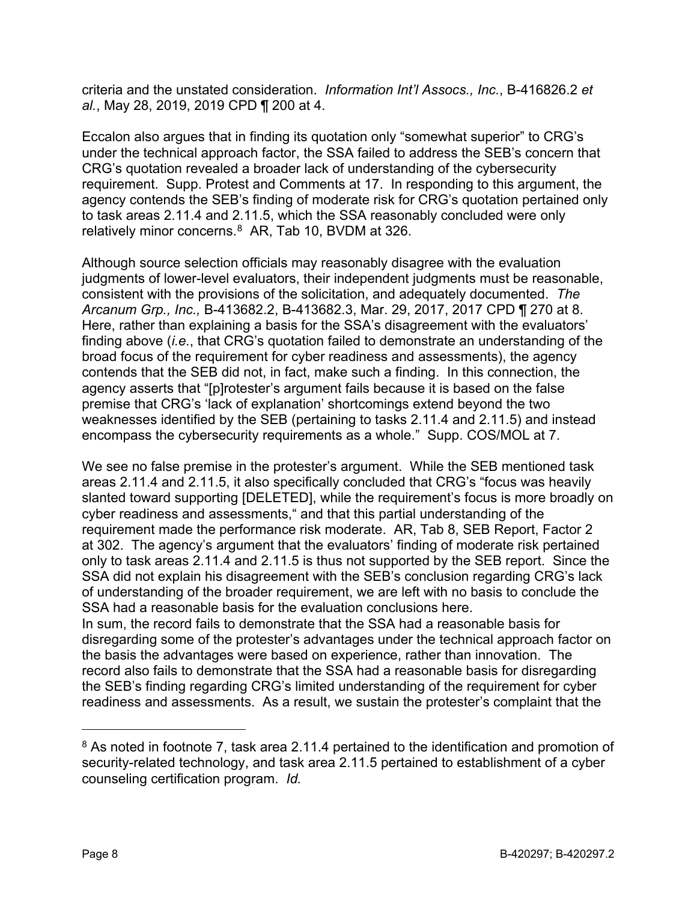criteria and the unstated consideration. *Information Int'l Assocs., Inc.*, B-416826.2 *et al.*, May 28, 2019, 2019 CPD ¶ 200 at 4.

Eccalon also argues that in finding its quotation only "somewhat superior" to CRG's under the technical approach factor, the SSA failed to address the SEB's concern that CRG's quotation revealed a broader lack of understanding of the cybersecurity requirement. Supp. Protest and Comments at 17. In responding to this argument, the agency contends the SEB's finding of moderate risk for CRG's quotation pertained only to task areas 2.11.4 and 2.11.5, which the SSA reasonably concluded were only relatively minor concerns.[8] AR, Tab 10, BVDM at 326.

Although source selection officials may reasonably disagree with the evaluation judgments of lower-level evaluators, their independent judgments must be reasonable, consistent with the provisions of the solicitation, and adequately documented. *The Arcanum Grp., Inc.,* B-413682.2, B-413682.3, Mar. 29, 2017, 2017 CPD ¶ 270 at 8. Here, rather than explaining a basis for the SSA's disagreement with the evaluators' finding above (*i.e.*, that CRG's quotation failed to demonstrate an understanding of the broad focus of the requirement for cyber readiness and assessments), the agency contends that the SEB did not, in fact, make such a finding. In this connection, the agency asserts that "[p]rotester's argument fails because it is based on the false premise that CRG's 'lack of explanation' shortcomings extend beyond the two weaknesses identified by the SEB (pertaining to tasks 2.11.4 and 2.11.5) and instead encompass the cybersecurity requirements as a whole." Supp. COS/MOL at 7.

We see no false premise in the protester's argument. While the SEB mentioned task areas 2.11.4 and 2.11.5, it also specifically concluded that CRG's "focus was heavily slanted toward supporting [DELETED], while the requirement's focus is more broadly on cyber readiness and assessments," and that this partial understanding of the requirement made the performance risk moderate. AR, Tab 8, SEB Report, Factor 2 at 302. The agency's argument that the evaluators' finding of moderate risk pertained only to task areas 2.11.4 and 2.11.5 is thus not supported by the SEB report. Since the SSA did not explain his disagreement with the SEB's conclusion regarding CRG's lack of understanding of the broader requirement, we are left with no basis to conclude the SSA had a reasonable basis for the evaluation conclusions here.

In sum, the record fails to demonstrate that the SSA had a reasonable basis for disregarding some of the protester's advantages under the technical approach factor on the basis the advantages were based on experience, rather than innovation. The record also fails to demonstrate that the SSA had a reasonable basis for disregarding the SEB's finding regarding CRG's limited understanding of the requirement for cyber readiness and assessments. As a result, we sustain the protester's complaint that the

---

[8] As noted in footnote 7, task area 2.11.4 pertained to the identification and promotion of security-related technology, and task area 2.11.5 pertained to establishment of a cyber counseling certification program. *Id.*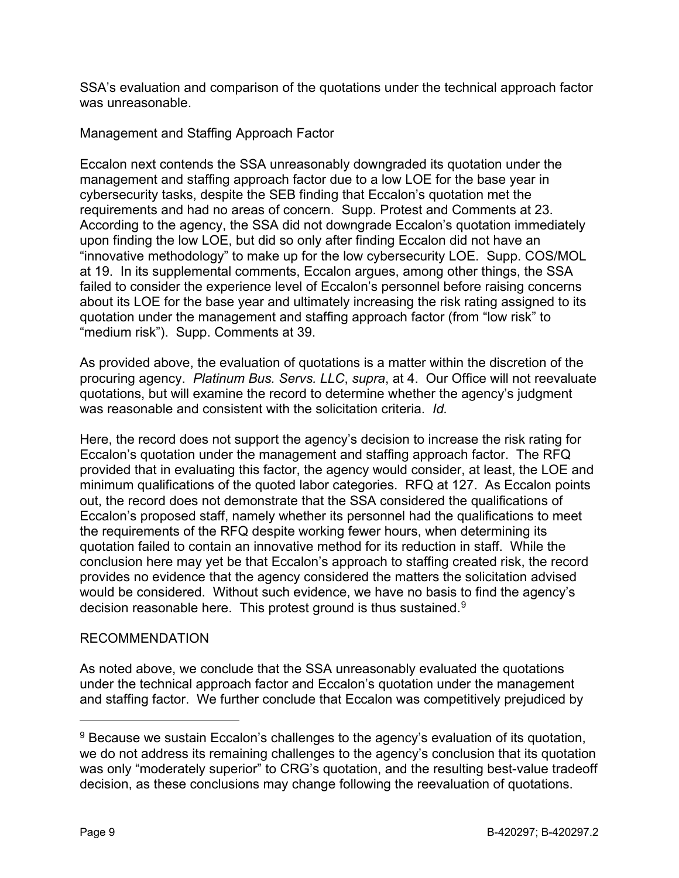SSA's evaluation and comparison of the quotations under the technical approach factor was unreasonable.

Management and Staffing Approach Factor

Eccalon next contends the SSA unreasonably downgraded its quotation under the management and staffing approach factor due to a low LOE for the base year in cybersecurity tasks, despite the SEB finding that Eccalon's quotation met the requirements and had no areas of concern. Supp. Protest and Comments at 23. According to the agency, the SSA did not downgrade Eccalon's quotation immediately upon finding the low LOE, but did so only after finding Eccalon did not have an "innovative methodology" to make up for the low cybersecurity LOE. Supp. COS/MOL at 19. In its supplemental comments, Eccalon argues, among other things, the SSA failed to consider the experience level of Eccalon's personnel before raising concerns about its LOE for the base year and ultimately increasing the risk rating assigned to its quotation under the management and staffing approach factor (from "low risk" to "medium risk"). Supp. Comments at 39.

As provided above, the evaluation of quotations is a matter within the discretion of the procuring agency. *Platinum Bus. Servs. LLC*, *supra*, at 4. Our Office will not reevaluate quotations, but will examine the record to determine whether the agency's judgment was reasonable and consistent with the solicitation criteria. *Id.*

Here, the record does not support the agency's decision to increase the risk rating for Eccalon's quotation under the management and staffing approach factor. The RFQ provided that in evaluating this factor, the agency would consider, at least, the LOE and minimum qualifications of the quoted labor categories. RFQ at 127. As Eccalon points out, the record does not demonstrate that the SSA considered the qualifications of Eccalon's proposed staff, namely whether its personnel had the qualifications to meet the requirements of the RFQ despite working fewer hours, when determining its quotation failed to contain an innovative method for its reduction in staff. While the conclusion here may yet be that Eccalon's approach to staffing created risk, the record provides no evidence that the agency considered the matters the solicitation advised would be considered. Without such evidence, we have no basis to find the agency's decision reasonable here. This protest ground is thus sustained.[9]

RECOMMENDATION

As noted above, we conclude that the SSA unreasonably evaluated the quotations under the technical approach factor and Eccalon's quotation under the management and staffing factor. We further conclude that Eccalon was competitively prejudiced by

---

[9] Because we sustain Eccalon's challenges to the agency's evaluation of its quotation, we do not address its remaining challenges to the agency's conclusion that its quotation was only "moderately superior" to CRG's quotation, and the resulting best-value tradeoff decision, as these conclusions may change following the reevaluation of quotations.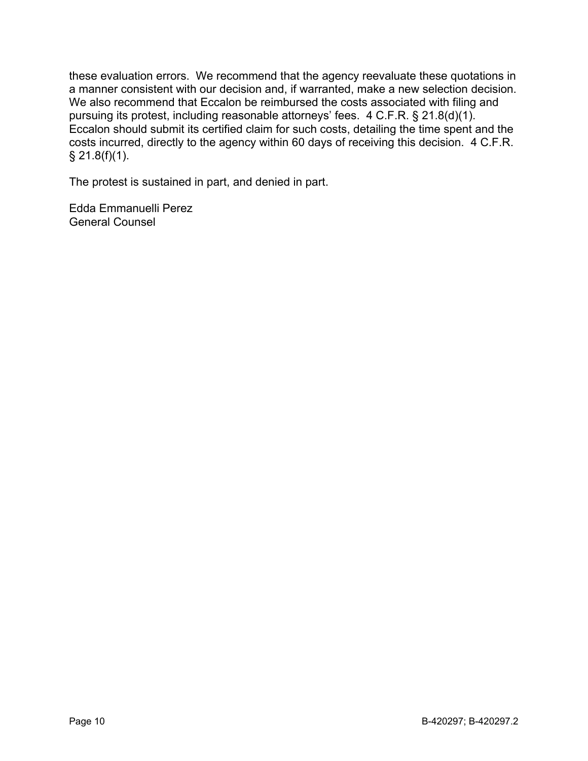these evaluation errors. We recommend that the agency reevaluate these quotations in a manner consistent with our decision and, if warranted, make a new selection decision. We also recommend that Eccalon be reimbursed the costs associated with filing and pursuing its protest, including reasonable attorneys' fees. 4 C.F.R. § 21.8(d)(1). Eccalon should submit its certified claim for such costs, detailing the time spent and the costs incurred, directly to the agency within 60 days of receiving this decision. 4 C.F.R. § 21.8(f)(1).

The protest is sustained in part, and denied in part.

Edda Emmanuelli Perez
General Counsel